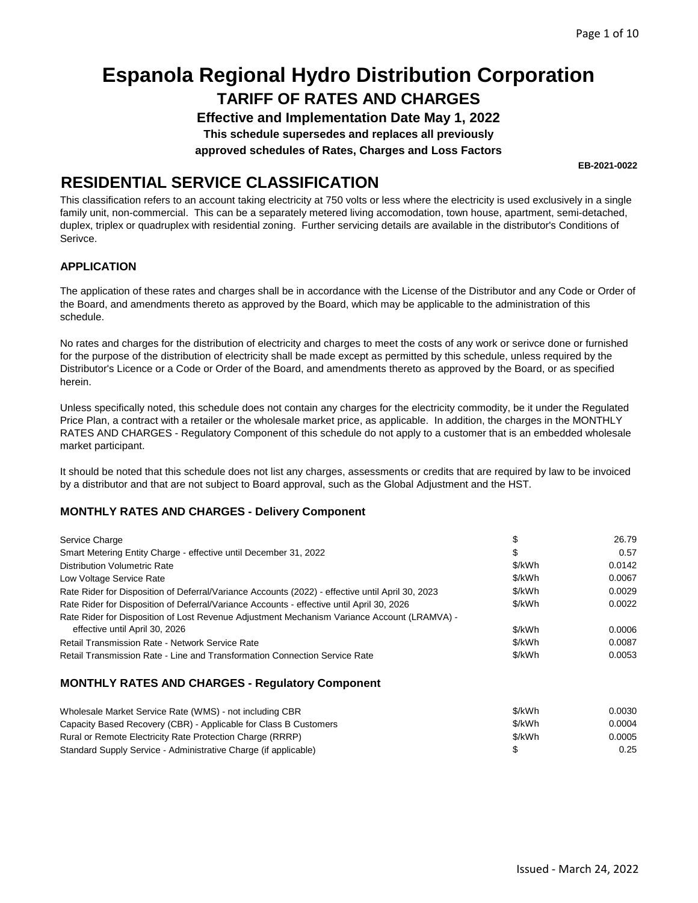# Espanola Regional Hydro Distribution Corporation

## TARIFF OF RATES AND CHARGES

**Effective and Implementation Date May 1, 2022**

**This schedule supersedes and replaces all previously approved schedules of Rates, Charges and Loss Factors**

**EB-2021-0022**

## RESIDENTIAL SERVICE CLASSIFICATION

This classification refers to an account taking electricity at 750 volts or less where the electricity is used exclusively in a single family unit, non-commercial. This can be a separately metered living accomodation, town house, apartment, semi-detached, duplex, triplex or quadruplex with residential zoning. Further servicing details are available in the distributor's Conditions of Serivce.

### APPLICATION

The application of these rates and charges shall be in accordance with the License of the Distributor and any Code or Order of the Board, and amendments thereto as approved by the Board, which may be applicable to the administration of this schedule.

No rates and charges for the distribution of electricity and charges to meet the costs of any work or serivce done or furnished for the purpose of the distribution of electricity shall be made except as permitted by this schedule, unless required by the Distributor's Licence or a Code or Order of the Board, and amendments thereto as approved by the Board, or as specified herein.

Unless specifically noted, this schedule does not contain any charges for the electricity commodity, be it under the Regulated Price Plan, a contract with a retailer or the wholesale market price, as applicable. In addition, the charges in the MONTHLY RATES AND CHARGES - Regulatory Component of this schedule do not apply to a customer that is an embedded wholesale market participant.

It should be noted that this schedule does not list any charges, assessments or credits that are required by law to be invoiced by a distributor and that are not subject to Board approval, such as the Global Adjustment and the HST.

### MONTHLY RATES AND CHARGES - Delivery Component

| | | |
|---|---|---|
| Service Charge | $ | 26.79 |
| Smart Metering Entity Charge - effective until December 31, 2022 | $ | 0.57 |
| Distribution Volumetric Rate | $/kWh | 0.0142 |
| Low Voltage Service Rate | $/kWh | 0.0067 |
| Rate Rider for Disposition of Deferral/Variance Accounts (2022) - effective until April 30, 2023 | $/kWh | 0.0029 |
| Rate Rider for Disposition of Deferral/Variance Accounts - effective until April 30, 2026 | $/kWh | 0.0022 |
| Rate Rider for Disposition of Lost Revenue Adjustment Mechanism Variance Account (LRAMVA) - effective until April 30, 2026 | $/kWh | 0.0006 |
| Retail Transmission Rate - Network Service Rate | $/kWh | 0.0087 |
| Retail Transmission Rate - Line and Transformation Connection Service Rate | $/kWh | 0.0053 |

### MONTHLY RATES AND CHARGES - Regulatory Component

| | | |
|---|---|---|
| Wholesale Market Service Rate (WMS) - not including CBR | $/kWh | 0.0030 |
| Capacity Based Recovery (CBR) - Applicable for Class B Customers | $/kWh | 0.0004 |
| Rural or Remote Electricity Rate Protection Charge (RRRP) | $/kWh | 0.0005 |
| Standard Supply Service - Administrative Charge (if applicable) | $ | 0.25 |

Issued - March 24, 2022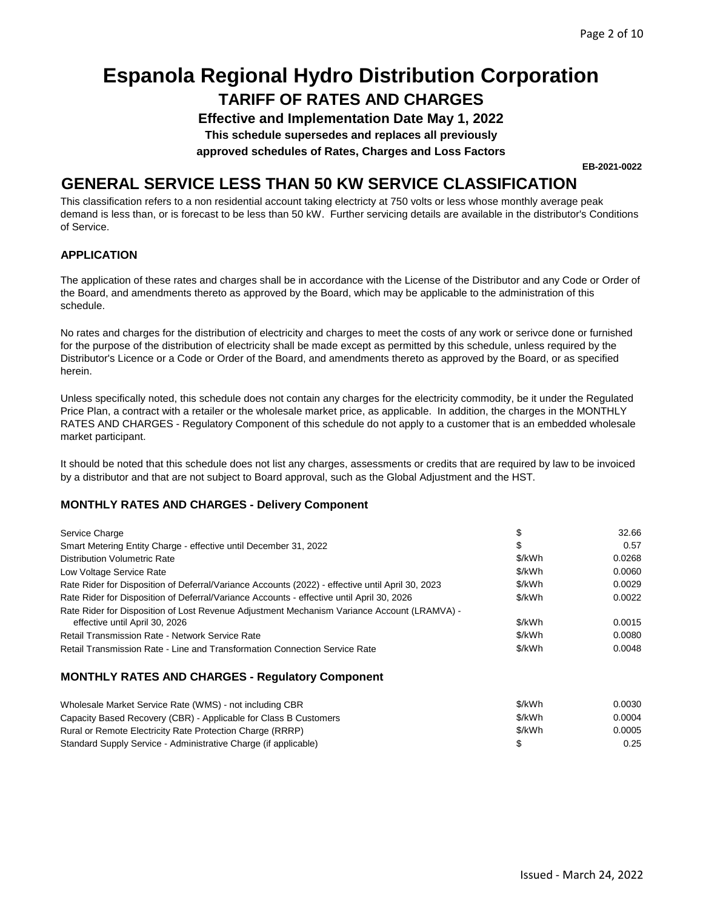# Espanola Regional Hydro Distribution Corporation

## TARIFF OF RATES AND CHARGES

**Effective and Implementation Date May 1, 2022**

**This schedule supersedes and replaces all previously approved schedules of Rates, Charges and Loss Factors**

**EB-2021-0022**

## GENERAL SERVICE LESS THAN 50 KW SERVICE CLASSIFICATION

This classification refers to a non residential account taking electricty at 750 volts or less whose monthly average peak demand is less than, or is forecast to be less than 50 kW. Further servicing details are available in the distributor's Conditions of Service.

### APPLICATION

The application of these rates and charges shall be in accordance with the License of the Distributor and any Code or Order of the Board, and amendments thereto as approved by the Board, which may be applicable to the administration of this schedule.

No rates and charges for the distribution of electricity and charges to meet the costs of any work or serivce done or furnished for the purpose of the distribution of electricity shall be made except as permitted by this schedule, unless required by the Distributor's Licence or a Code or Order of the Board, and amendments thereto as approved by the Board, or as specified herein.

Unless specifically noted, this schedule does not contain any charges for the electricity commodity, be it under the Regulated Price Plan, a contract with a retailer or the wholesale market price, as applicable. In addition, the charges in the MONTHLY RATES AND CHARGES - Regulatory Component of this schedule do not apply to a customer that is an embedded wholesale market participant.

It should be noted that this schedule does not list any charges, assessments or credits that are required by law to be invoiced by a distributor and that are not subject to Board approval, such as the Global Adjustment and the HST.

### MONTHLY RATES AND CHARGES - Delivery Component

| Charge | Unit | Rate |
|---|---|---|
| Service Charge | $ | 32.66 |
| Smart Metering Entity Charge - effective until December 31, 2022 | $ | 0.57 |
| Distribution Volumetric Rate | $/kWh | 0.0268 |
| Low Voltage Service Rate | $/kWh | 0.0060 |
| Rate Rider for Disposition of Deferral/Variance Accounts (2022) - effective until April 30, 2023 | $/kWh | 0.0029 |
| Rate Rider for Disposition of Deferral/Variance Accounts - effective until April 30, 2026 | $/kWh | 0.0022 |
| Rate Rider for Disposition of Lost Revenue Adjustment Mechanism Variance Account (LRAMVA) - effective until April 30, 2026 | $/kWh | 0.0015 |
| Retail Transmission Rate - Network Service Rate | $/kWh | 0.0080 |
| Retail Transmission Rate - Line and Transformation Connection Service Rate | $/kWh | 0.0048 |

### MONTHLY RATES AND CHARGES - Regulatory Component

| Charge | Unit | Rate |
|---|---|---|
| Wholesale Market Service Rate (WMS) - not including CBR | $/kWh | 0.0030 |
| Capacity Based Recovery (CBR) - Applicable for Class B Customers | $/kWh | 0.0004 |
| Rural or Remote Electricity Rate Protection Charge (RRRP) | $/kWh | 0.0005 |
| Standard Supply Service - Administrative Charge (if applicable) | $ | 0.25 |

Issued - March 24, 2022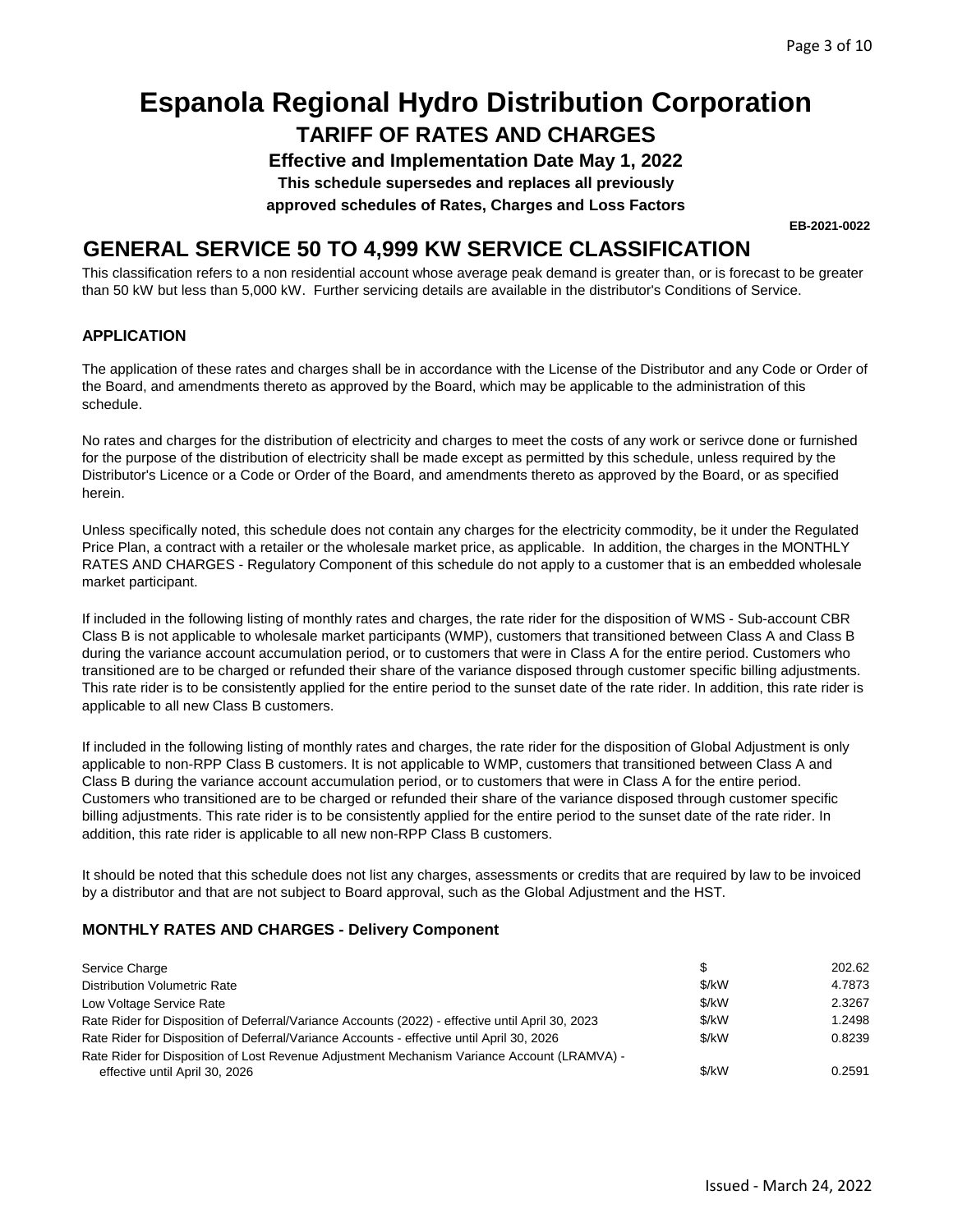# Espanola Regional Hydro Distribution Corporation

## TARIFF OF RATES AND CHARGES

**Effective and Implementation Date May 1, 2022**

**This schedule supersedes and replaces all previously approved schedules of Rates, Charges and Loss Factors**

**EB-2021-0022**

## GENERAL SERVICE 50 TO 4,999 KW SERVICE CLASSIFICATION

This classification refers to a non residential account whose average peak demand is greater than, or is forecast to be greater than 50 kW but less than 5,000 kW. Further servicing details are available in the distributor's Conditions of Service.

### APPLICATION

The application of these rates and charges shall be in accordance with the License of the Distributor and any Code or Order of the Board, and amendments thereto as approved by the Board, which may be applicable to the administration of this schedule.

No rates and charges for the distribution of electricity and charges to meet the costs of any work or serivce done or furnished for the purpose of the distribution of electricity shall be made except as permitted by this schedule, unless required by the Distributor's Licence or a Code or Order of the Board, and amendments thereto as approved by the Board, or as specified herein.

Unless specifically noted, this schedule does not contain any charges for the electricity commodity, be it under the Regulated Price Plan, a contract with a retailer or the wholesale market price, as applicable. In addition, the charges in the MONTHLY RATES AND CHARGES - Regulatory Component of this schedule do not apply to a customer that is an embedded wholesale market participant.

If included in the following listing of monthly rates and charges, the rate rider for the disposition of WMS - Sub-account CBR Class B is not applicable to wholesale market participants (WMP), customers that transitioned between Class A and Class B during the variance account accumulation period, or to customers that were in Class A for the entire period. Customers who transitioned are to be charged or refunded their share of the variance disposed through customer specific billing adjustments. This rate rider is to be consistently applied for the entire period to the sunset date of the rate rider. In addition, this rate rider is applicable to all new Class B customers.

If included in the following listing of monthly rates and charges, the rate rider for the disposition of Global Adjustment is only applicable to non-RPP Class B customers. It is not applicable to WMP, customers that transitioned between Class A and Class B during the variance account accumulation period, or to customers that were in Class A for the entire period. Customers who transitioned are to be charged or refunded their share of the variance disposed through customer specific billing adjustments. This rate rider is to be consistently applied for the entire period to the sunset date of the rate rider. In addition, this rate rider is applicable to all new non-RPP Class B customers.

It should be noted that this schedule does not list any charges, assessments or credits that are required by law to be invoiced by a distributor and that are not subject to Board approval, such as the Global Adjustment and the HST.

### MONTHLY RATES AND CHARGES - Delivery Component

| | | |
|---|---|---|
| Service Charge | $ | 202.62 |
| Distribution Volumetric Rate | $/kW | 4.7873 |
| Low Voltage Service Rate | $/kW | 2.3267 |
| Rate Rider for Disposition of Deferral/Variance Accounts (2022) - effective until April 30, 2023 | $/kW | 1.2498 |
| Rate Rider for Disposition of Deferral/Variance Accounts - effective until April 30, 2026 | $/kW | 0.8239 |
| Rate Rider for Disposition of Lost Revenue Adjustment Mechanism Variance Account (LRAMVA) - effective until April 30, 2026 | $/kW | 0.2591 |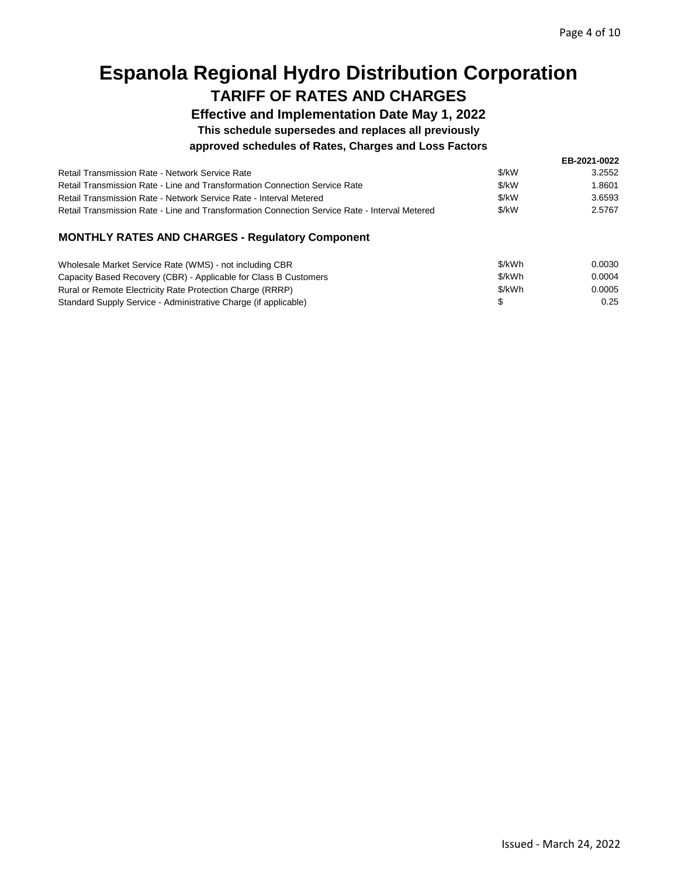# Espanola Regional Hydro Distribution Corporation

## TARIFF OF RATES AND CHARGES

### Effective and Implementation Date May 1, 2022

**This schedule supersedes and replaces all previously approved schedules of Rates, Charges and Loss Factors**

**EB-2021-0022**

| | | |
|---|---|---|
| Retail Transmission Rate - Network Service Rate | $/kW | 3.2552 |
| Retail Transmission Rate - Line and Transformation Connection Service Rate | $/kW | 1.8601 |
| Retail Transmission Rate - Network Service Rate - Interval Metered | $/kW | 3.6593 |
| Retail Transmission Rate - Line and Transformation Connection Service Rate - Interval Metered | $/kW | 2.5767 |

### MONTHLY RATES AND CHARGES - Regulatory Component

| | | |
|---|---|---|
| Wholesale Market Service Rate (WMS) - not including CBR | $/kWh | 0.0030 |
| Capacity Based Recovery (CBR) - Applicable for Class B Customers | $/kWh | 0.0004 |
| Rural or Remote Electricity Rate Protection Charge (RRRP) | $/kWh | 0.0005 |
| Standard Supply Service - Administrative Charge (if applicable) | $ | 0.25 |

Issued - March 24, 2022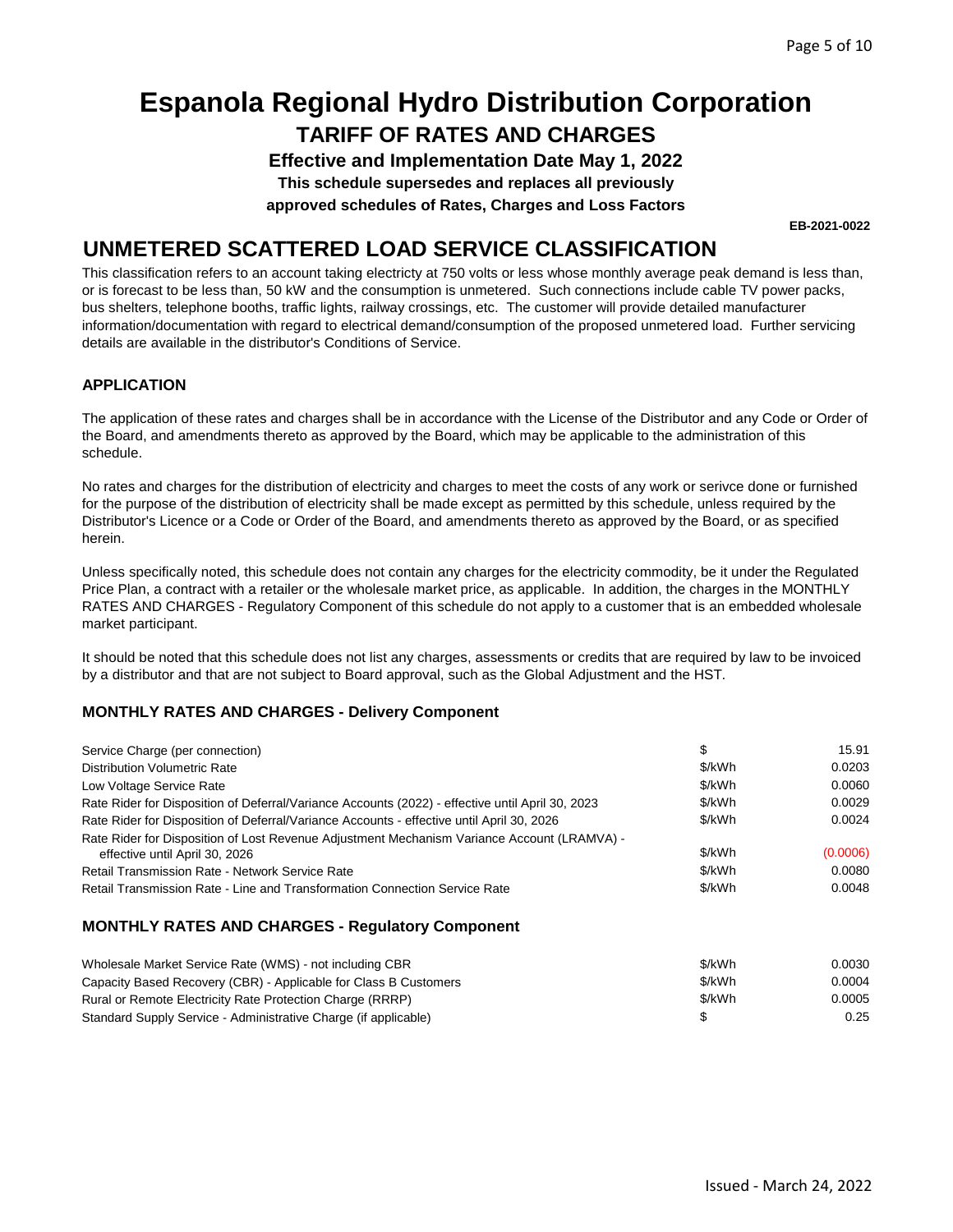# Espanola Regional Hydro Distribution Corporation

## TARIFF OF RATES AND CHARGES

**Effective and Implementation Date May 1, 2022**

**This schedule supersedes and replaces all previously approved schedules of Rates, Charges and Loss Factors**

**EB-2021-0022**

## UNMETERED SCATTERED LOAD SERVICE CLASSIFICATION

This classification refers to an account taking electricty at 750 volts or less whose monthly average peak demand is less than, or is forecast to be less than, 50 kW and the consumption is unmetered. Such connections include cable TV power packs, bus shelters, telephone booths, traffic lights, railway crossings, etc. The customer will provide detailed manufacturer information/documentation with regard to electrical demand/consumption of the proposed unmetered load. Further servicing details are available in the distributor's Conditions of Service.

### APPLICATION

The application of these rates and charges shall be in accordance with the License of the Distributor and any Code or Order of the Board, and amendments thereto as approved by the Board, which may be applicable to the administration of this schedule.

No rates and charges for the distribution of electricity and charges to meet the costs of any work or serivce done or furnished for the purpose of the distribution of electricity shall be made except as permitted by this schedule, unless required by the Distributor's Licence or a Code or Order of the Board, and amendments thereto as approved by the Board, or as specified herein.

Unless specifically noted, this schedule does not contain any charges for the electricity commodity, be it under the Regulated Price Plan, a contract with a retailer or the wholesale market price, as applicable. In addition, the charges in the MONTHLY RATES AND CHARGES - Regulatory Component of this schedule do not apply to a customer that is an embedded wholesale market participant.

It should be noted that this schedule does not list any charges, assessments or credits that are required by law to be invoiced by a distributor and that are not subject to Board approval, such as the Global Adjustment and the HST.

### MONTHLY RATES AND CHARGES - Delivery Component

| | | |
|---|---|---|
| Service Charge (per connection) | $ | 15.91 |
| Distribution Volumetric Rate | $/kWh | 0.0203 |
| Low Voltage Service Rate | $/kWh | 0.0060 |
| Rate Rider for Disposition of Deferral/Variance Accounts (2022) - effective until April 30, 2023 | $/kWh | 0.0029 |
| Rate Rider for Disposition of Deferral/Variance Accounts - effective until April 30, 2026 | $/kWh | 0.0024 |
| Rate Rider for Disposition of Lost Revenue Adjustment Mechanism Variance Account (LRAMVA) - effective until April 30, 2026 | $/kWh | (0.0006) |
| Retail Transmission Rate - Network Service Rate | $/kWh | 0.0080 |
| Retail Transmission Rate - Line and Transformation Connection Service Rate | $/kWh | 0.0048 |

### MONTHLY RATES AND CHARGES - Regulatory Component

| | | |
|---|---|---|
| Wholesale Market Service Rate (WMS) - not including CBR | $/kWh | 0.0030 |
| Capacity Based Recovery (CBR) - Applicable for Class B Customers | $/kWh | 0.0004 |
| Rural or Remote Electricity Rate Protection Charge (RRRP) | $/kWh | 0.0005 |
| Standard Supply Service - Administrative Charge (if applicable) | $ | 0.25 |

Issued - March 24, 2022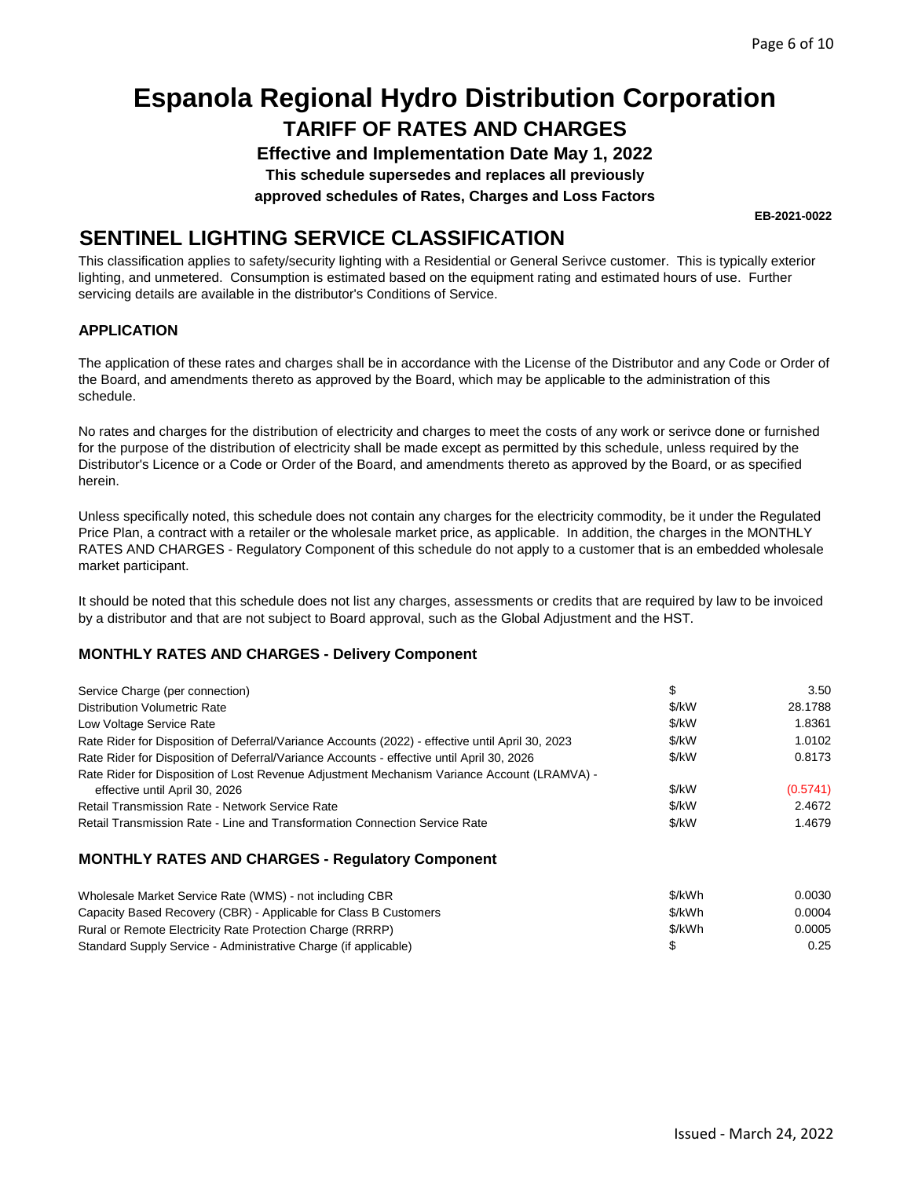# Espanola Regional Hydro Distribution Corporation

## TARIFF OF RATES AND CHARGES

**Effective and Implementation Date May 1, 2022**

**This schedule supersedes and replaces all previously approved schedules of Rates, Charges and Loss Factors**

**EB-2021-0022**

## SENTINEL LIGHTING SERVICE CLASSIFICATION

This classification applies to safety/security lighting with a Residential or General Serivce customer. This is typically exterior lighting, and unmetered. Consumption is estimated based on the equipment rating and estimated hours of use. Further servicing details are available in the distributor's Conditions of Service.

### APPLICATION

The application of these rates and charges shall be in accordance with the License of the Distributor and any Code or Order of the Board, and amendments thereto as approved by the Board, which may be applicable to the administration of this schedule.

No rates and charges for the distribution of electricity and charges to meet the costs of any work or serivce done or furnished for the purpose of the distribution of electricity shall be made except as permitted by this schedule, unless required by the Distributor's Licence or a Code or Order of the Board, and amendments thereto as approved by the Board, or as specified herein.

Unless specifically noted, this schedule does not contain any charges for the electricity commodity, be it under the Regulated Price Plan, a contract with a retailer or the wholesale market price, as applicable. In addition, the charges in the MONTHLY RATES AND CHARGES - Regulatory Component of this schedule do not apply to a customer that is an embedded wholesale market participant.

It should be noted that this schedule does not list any charges, assessments or credits that are required by law to be invoiced by a distributor and that are not subject to Board approval, such as the Global Adjustment and the HST.

### MONTHLY RATES AND CHARGES - Delivery Component

| | | |
|---|---|---|
| Service Charge (per connection) | $ | 3.50 |
| Distribution Volumetric Rate | $/kW | 28.1788 |
| Low Voltage Service Rate | $/kW | 1.8361 |
| Rate Rider for Disposition of Deferral/Variance Accounts (2022) - effective until April 30, 2023 | $/kW | 1.0102 |
| Rate Rider for Disposition of Deferral/Variance Accounts - effective until April 30, 2026 | $/kW | 0.8173 |
| Rate Rider for Disposition of Lost Revenue Adjustment Mechanism Variance Account (LRAMVA) - effective until April 30, 2026 | $/kW | (0.5741) |
| Retail Transmission Rate - Network Service Rate | $/kW | 2.4672 |
| Retail Transmission Rate - Line and Transformation Connection Service Rate | $/kW | 1.4679 |

### MONTHLY RATES AND CHARGES - Regulatory Component

| | | |
|---|---|---|
| Wholesale Market Service Rate (WMS) - not including CBR | $/kWh | 0.0030 |
| Capacity Based Recovery (CBR) - Applicable for Class B Customers | $/kWh | 0.0004 |
| Rural or Remote Electricity Rate Protection Charge (RRRP) | $/kWh | 0.0005 |
| Standard Supply Service - Administrative Charge (if applicable) | $ | 0.25 |

Issued - March 24, 2022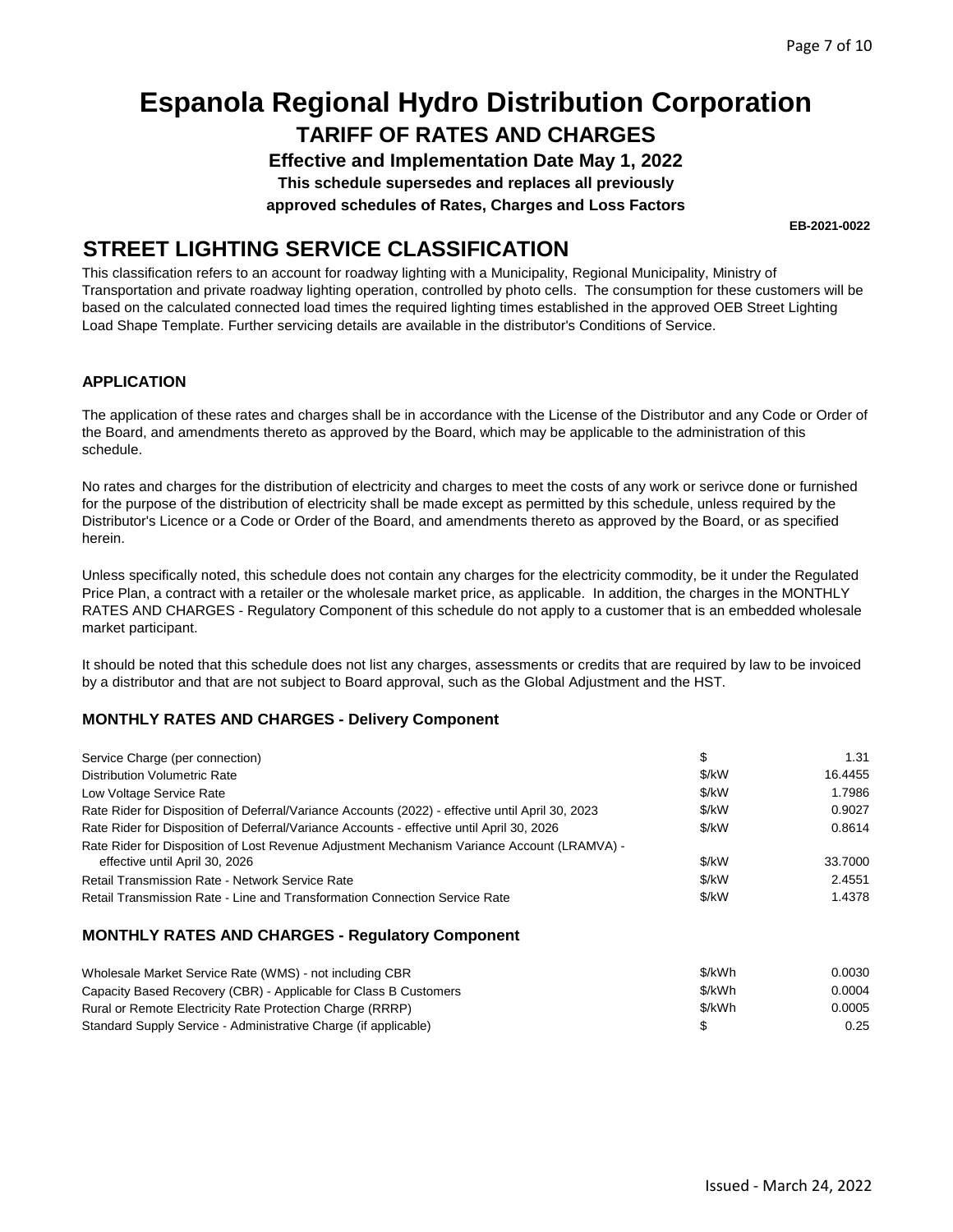# Espanola Regional Hydro Distribution Corporation

## TARIFF OF RATES AND CHARGES

**Effective and Implementation Date May 1, 2022**

**This schedule supersedes and replaces all previously approved schedules of Rates, Charges and Loss Factors**

**EB-2021-0022**

## STREET LIGHTING SERVICE CLASSIFICATION

This classification refers to an account for roadway lighting with a Municipality, Regional Municipality, Ministry of Transportation and private roadway lighting operation, controlled by photo cells. The consumption for these customers will be based on the calculated connected load times the required lighting times established in the approved OEB Street Lighting Load Shape Template. Further servicing details are available in the distributor's Conditions of Service.

### APPLICATION

The application of these rates and charges shall be in accordance with the License of the Distributor and any Code or Order of the Board, and amendments thereto as approved by the Board, which may be applicable to the administration of this schedule.

No rates and charges for the distribution of electricity and charges to meet the costs of any work or serivce done or furnished for the purpose of the distribution of electricity shall be made except as permitted by this schedule, unless required by the Distributor's Licence or a Code or Order of the Board, and amendments thereto as approved by the Board, or as specified herein.

Unless specifically noted, this schedule does not contain any charges for the electricity commodity, be it under the Regulated Price Plan, a contract with a retailer or the wholesale market price, as applicable. In addition, the charges in the MONTHLY RATES AND CHARGES - Regulatory Component of this schedule do not apply to a customer that is an embedded wholesale market participant.

It should be noted that this schedule does not list any charges, assessments or credits that are required by law to be invoiced by a distributor and that are not subject to Board approval, such as the Global Adjustment and the HST.

### MONTHLY RATES AND CHARGES - Delivery Component

| | | |
|---|---|---|
| Service Charge (per connection) | $ | 1.31 |
| Distribution Volumetric Rate | $/kW | 16.4455 |
| Low Voltage Service Rate | $/kW | 1.7986 |
| Rate Rider for Disposition of Deferral/Variance Accounts (2022) - effective until April 30, 2023 | $/kW | 0.9027 |
| Rate Rider for Disposition of Deferral/Variance Accounts - effective until April 30, 2026 | $/kW | 0.8614 |
| Rate Rider for Disposition of Lost Revenue Adjustment Mechanism Variance Account (LRAMVA) - effective until April 30, 2026 | $/kW | 33.7000 |
| Retail Transmission Rate - Network Service Rate | $/kW | 2.4551 |
| Retail Transmission Rate - Line and Transformation Connection Service Rate | $/kW | 1.4378 |

### MONTHLY RATES AND CHARGES - Regulatory Component

| | | |
|---|---|---|
| Wholesale Market Service Rate (WMS) - not including CBR | $/kWh | 0.0030 |
| Capacity Based Recovery (CBR) - Applicable for Class B Customers | $/kWh | 0.0004 |
| Rural or Remote Electricity Rate Protection Charge (RRRP) | $/kWh | 0.0005 |
| Standard Supply Service - Administrative Charge (if applicable) | $ | 0.25 |

Issued - March 24, 2022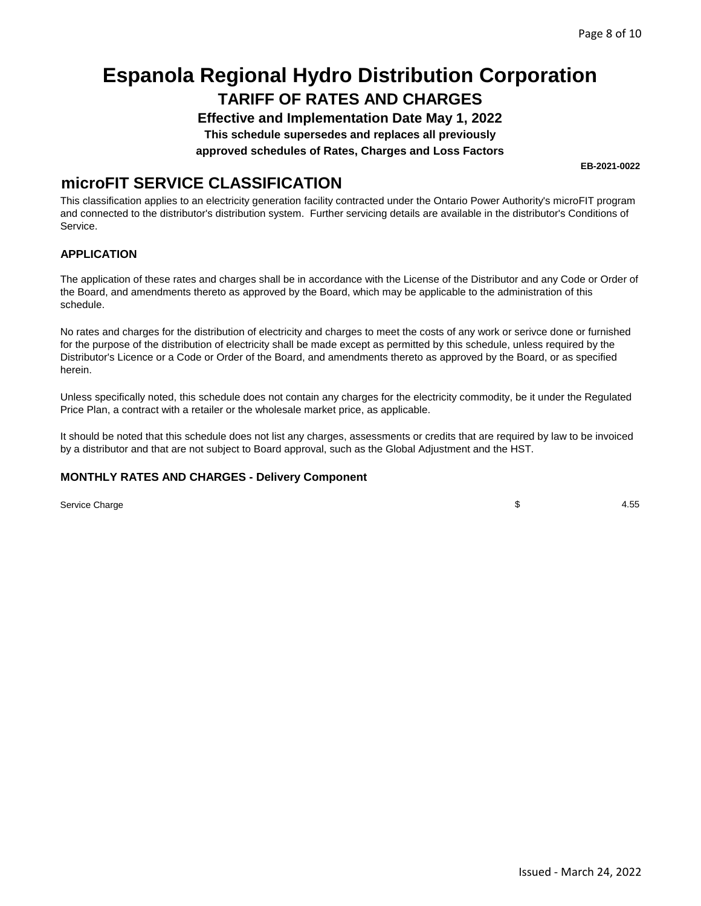# Espanola Regional Hydro Distribution Corporation

## TARIFF OF RATES AND CHARGES

**Effective and Implementation Date May 1, 2022**

**This schedule supersedes and replaces all previously approved schedules of Rates, Charges and Loss Factors**

**EB-2021-0022**

## microFIT SERVICE CLASSIFICATION

This classification applies to an electricity generation facility contracted under the Ontario Power Authority's microFIT program and connected to the distributor's distribution system. Further servicing details are available in the distributor's Conditions of Service.

### APPLICATION

The application of these rates and charges shall be in accordance with the License of the Distributor and any Code or Order of the Board, and amendments thereto as approved by the Board, which may be applicable to the administration of this schedule.

No rates and charges for the distribution of electricity and charges to meet the costs of any work or serivce done or furnished for the purpose of the distribution of electricity shall be made except as permitted by this schedule, unless required by the Distributor's Licence or a Code or Order of the Board, and amendments thereto as approved by the Board, or as specified herein.

Unless specifically noted, this schedule does not contain any charges for the electricity commodity, be it under the Regulated Price Plan, a contract with a retailer or the wholesale market price, as applicable.

It should be noted that this schedule does not list any charges, assessments or credits that are required by law to be invoiced by a distributor and that are not subject to Board approval, such as the Global Adjustment and the HST.

### MONTHLY RATES AND CHARGES - Delivery Component

| | | |
|---|---|---|
| Service Charge | $ | 4.55 |

Issued - March 24, 2022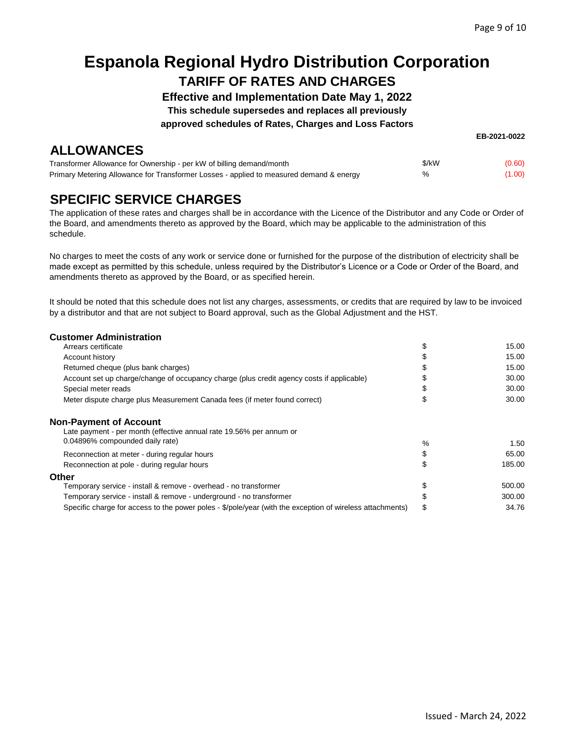# Espanola Regional Hydro Distribution Corporation

## TARIFF OF RATES AND CHARGES

**Effective and Implementation Date May 1, 2022**

**This schedule supersedes and replaces all previously approved schedules of Rates, Charges and Loss Factors**

**EB-2021-0022**

## ALLOWANCES

| | | |
|---|---|---|
| Transformer Allowance for Ownership - per kW of billing demand/month | $/kW | (0.60) |
| Primary Metering Allowance for Transformer Losses - applied to measured demand & energy | % | (1.00) |

## SPECIFIC SERVICE CHARGES

The application of these rates and charges shall be in accordance with the Licence of the Distributor and any Code or Order of the Board, and amendments thereto as approved by the Board, which may be applicable to the administration of this schedule.

No charges to meet the costs of any work or service done or furnished for the purpose of the distribution of electricity shall be made except as permitted by this schedule, unless required by the Distributor's Licence or a Code or Order of the Board, and amendments thereto as approved by the Board, or as specified herein.

It should be noted that this schedule does not list any charges, assessments, or credits that are required by law to be invoiced by a distributor and that are not subject to Board approval, such as the Global Adjustment and the HST.

### Customer Administration

| | | |
|---|---|---|
| Arrears certificate | $ | 15.00 |
| Account history | $ | 15.00 |
| Returned cheque (plus bank charges) | $ | 15.00 |
| Account set up charge/change of occupancy charge (plus credit agency costs if applicable) | $ | 30.00 |
| Special meter reads | $ | 30.00 |
| Meter dispute charge plus Measurement Canada fees (if meter found correct) | $ | 30.00 |

### Non-Payment of Account

| | | |
|---|---|---|
| Late payment - per month (effective annual rate 19.56% per annum or 0.04896% compounded daily rate) | % | 1.50 |
| Reconnection at meter - during regular hours | $ | 65.00 |
| Reconnection at pole - during regular hours | $ | 185.00 |

### Other

| | | |
|---|---|---|
| Temporary service - install & remove - overhead - no transformer | $ | 500.00 |
| Temporary service - install & remove - underground - no transformer | $ | 300.00 |
| Specific charge for access to the power poles - $/pole/year (with the exception of wireless attachments) | $ | 34.76 |

Issued - March 24, 2022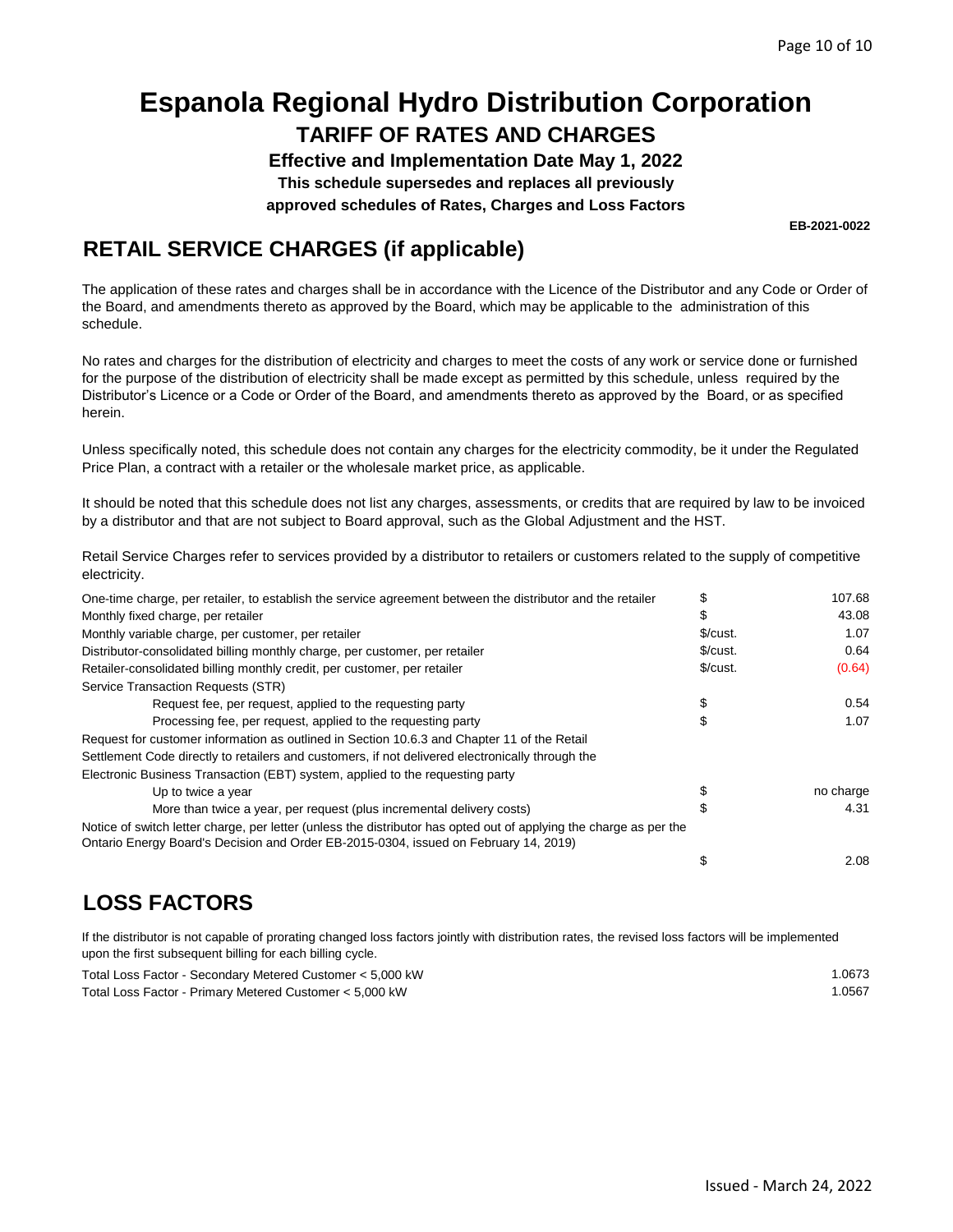# Espanola Regional Hydro Distribution Corporation

## TARIFF OF RATES AND CHARGES

**Effective and Implementation Date May 1, 2022**

**This schedule supersedes and replaces all previously approved schedules of Rates, Charges and Loss Factors**

**EB-2021-0022**

## RETAIL SERVICE CHARGES (if applicable)

The application of these rates and charges shall be in accordance with the Licence of the Distributor and any Code or Order of the Board, and amendments thereto as approved by the Board, which may be applicable to the administration of this schedule.

No rates and charges for the distribution of electricity and charges to meet the costs of any work or service done or furnished for the purpose of the distribution of electricity shall be made except as permitted by this schedule, unless required by the Distributor's Licence or a Code or Order of the Board, and amendments thereto as approved by the Board, or as specified herein.

Unless specifically noted, this schedule does not contain any charges for the electricity commodity, be it under the Regulated Price Plan, a contract with a retailer or the wholesale market price, as applicable.

It should be noted that this schedule does not list any charges, assessments, or credits that are required by law to be invoiced by a distributor and that are not subject to Board approval, such as the Global Adjustment and the HST.

Retail Service Charges refer to services provided by a distributor to retailers or customers related to the supply of competitive electricity.

| | | |
|---|---|---|
| One-time charge, per retailer, to establish the service agreement between the distributor and the retailer | $ | 107.68 |
| Monthly fixed charge, per retailer | $ | 43.08 |
| Monthly variable charge, per customer, per retailer | $/cust. | 1.07 |
| Distributor-consolidated billing monthly charge, per customer, per retailer | $/cust. | 0.64 |
| Retailer-consolidated billing monthly credit, per customer, per retailer | $/cust. | (0.64) |
| Service Transaction Requests (STR) | | |
| Request fee, per request, applied to the requesting party | $ | 0.54 |
| Processing fee, per request, applied to the requesting party | $ | 1.07 |
| Request for customer information as outlined in Section 10.6.3 and Chapter 11 of the Retail Settlement Code directly to retailers and customers, if not delivered electronically through the Electronic Business Transaction (EBT) system, applied to the requesting party | | |
| Up to twice a year | $ | no charge |
| More than twice a year, per request (plus incremental delivery costs) | $ | 4.31 |
| Notice of switch letter charge, per letter (unless the distributor has opted out of applying the charge as per the Ontario Energy Board's Decision and Order EB-2015-0304, issued on February 14, 2019) | $ | 2.08 |

## LOSS FACTORS

If the distributor is not capable of prorating changed loss factors jointly with distribution rates, the revised loss factors will be implemented upon the first subsequent billing for each billing cycle.

| | |
|---|---|
| Total Loss Factor - Secondary Metered Customer < 5,000 kW | 1.0673 |
| Total Loss Factor - Primary Metered Customer < 5,000 kW | 1.0567 |

Issued - March 24, 2022